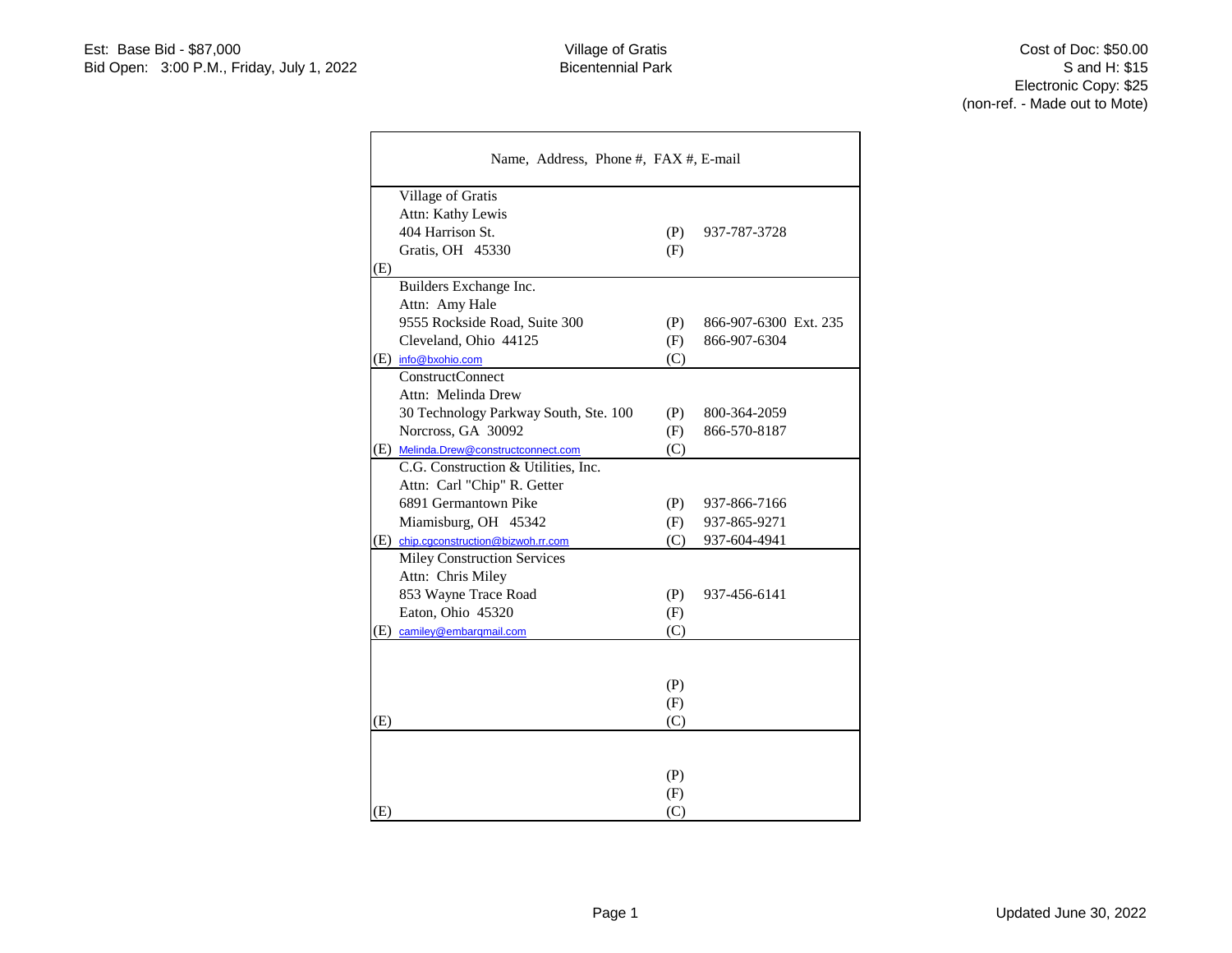Est: Base Bid - $87,000
Bid Open: 3:00 P.M., Friday, July 1, 2022

Village of Gratis
Bicentennial Park

Cost of Doc: $50.00
S and H: $15
Electronic Copy: $25
(non-ref. - Made out to Mote)

| Name, Address, Phone #, FAX #, E-mail | | |
|---|---|---|
| Village of Gratis<br>Attn: Kathy Lewis<br>404 Harrison St.<br>Gratis, OH 45330<br>(E) | (P)<br>(F) | 937-787-3728 |
| Builders Exchange Inc.<br>Attn: Amy Hale<br>9555 Rockside Road, Suite 300<br>Cleveland, Ohio 44125<br>(E) info@bxohio.com | (P)<br>(F)<br>(C) | 866-907-6300 Ext. 235<br>866-907-6304 |
| ConstructConnect<br>Attn: Melinda Drew<br>30 Technology Parkway South, Ste. 100<br>Norcross, GA 30092<br>(E) Melinda.Drew@constructconnect.com | (P)<br>(F)<br>(C) | 800-364-2059<br>866-570-8187 |
| C.G. Construction & Utilities, Inc.<br>Attn: Carl "Chip" R. Getter<br>6891 Germantown Pike<br>Miamisburg, OH 45342<br>(E) chip.cgconstruction@bizwoh.rr.com | (P)<br>(F)<br>(C) | 937-866-7166<br>937-865-9271<br>937-604-4941 |
| Miley Construction Services<br>Attn: Chris Miley<br>853 Wayne Trace Road<br>Eaton, Ohio 45320<br>(E) camiley@embarqmail.com | (P)<br>(F)<br>(C) | 937-456-6141 |
| (E) | (P)<br>(F)<br>(C) | |
| (E) | (P)<br>(F)<br>(C) | |

Updated June 30, 2022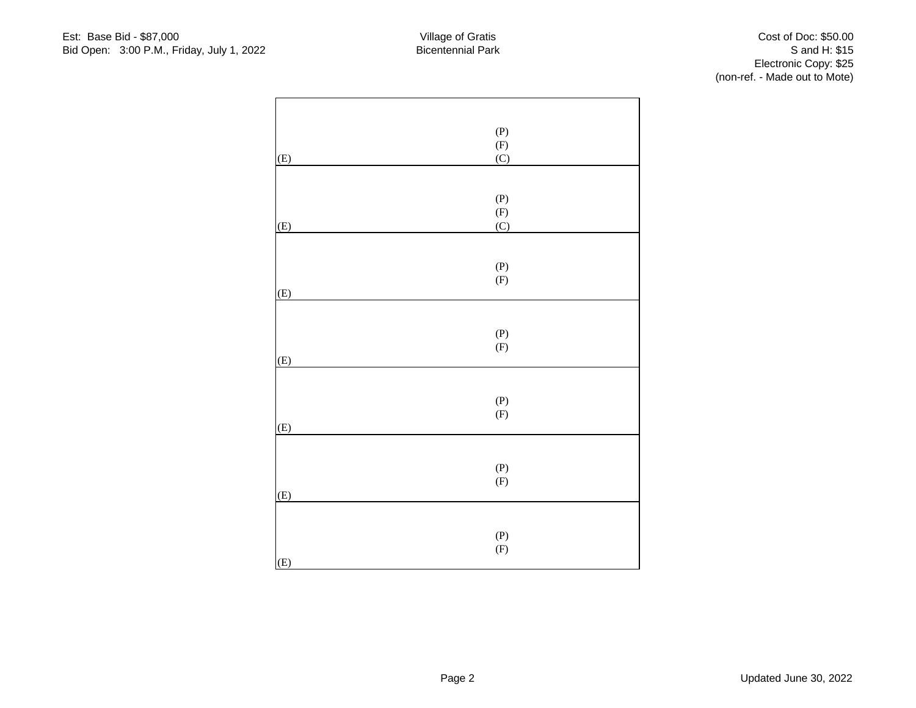| | |
|---|---|
| (E) | (P)<br>(F)<br>(C) |
| (E) | (P)<br>(F)<br>(C) |
| (E) | (P)<br>(F) |
| (E) | (P)<br>(F) |
| (E) | (P)<br>(F) |
| (E) | (P)<br>(F) |
| (E) | (P)<br>(F) |